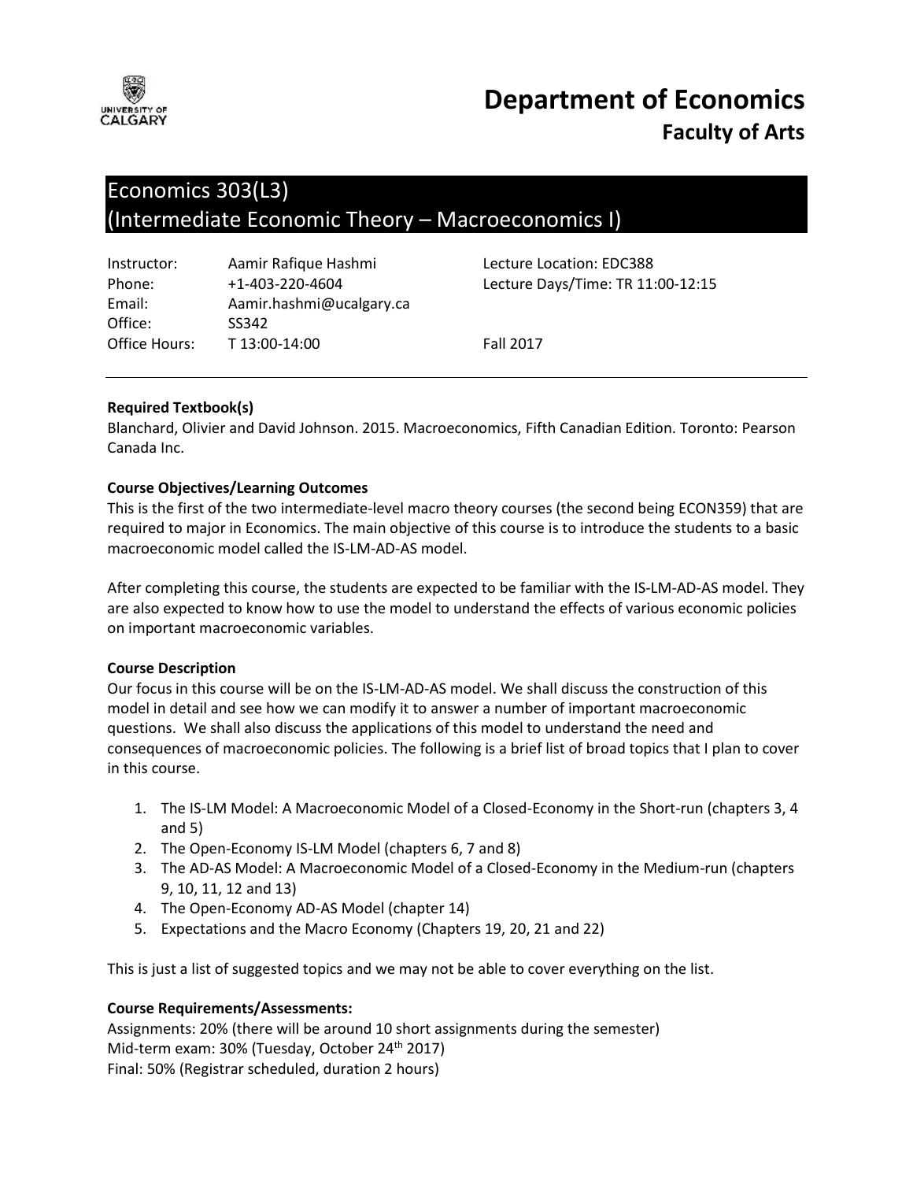# Department of Economics

## Faculty of Arts

## Economics 303(L3)
## (Intermediate Economic Theory – Macroeconomics I)

| | | |
|---|---|---|
| Instructor: | Aamir Rafique Hashmi | Lecture Location: EDC388 |
| Phone: | +1-403-220-4604 | Lecture Days/Time: TR 11:00-12:15 |
| Email: | Aamir.hashmi@ucalgary.ca | |
| Office: | SS342 | |
| Office Hours: | T 13:00-14:00 | Fall 2017 |

---

**Required Textbook(s)**

Blanchard, Olivier and David Johnson. 2015. Macroeconomics, Fifth Canadian Edition. Toronto: Pearson Canada Inc.

**Course Objectives/Learning Outcomes**

This is the first of the two intermediate-level macro theory courses (the second being ECON359) that are required to major in Economics. The main objective of this course is to introduce the students to a basic macroeconomic model called the IS-LM-AD-AS model.

After completing this course, the students are expected to be familiar with the IS-LM-AD-AS model. They are also expected to know how to use the model to understand the effects of various economic policies on important macroeconomic variables.

**Course Description**

Our focus in this course will be on the IS-LM-AD-AS model. We shall discuss the construction of this model in detail and see how we can modify it to answer a number of important macroeconomic questions. We shall also discuss the applications of this model to understand the need and consequences of macroeconomic policies. The following is a brief list of broad topics that I plan to cover in this course.

1. The IS-LM Model: A Macroeconomic Model of a Closed-Economy in the Short-run (chapters 3, 4 and 5)
2. The Open-Economy IS-LM Model (chapters 6, 7 and 8)
3. The AD-AS Model: A Macroeconomic Model of a Closed-Economy in the Medium-run (chapters 9, 10, 11, 12 and 13)
4. The Open-Economy AD-AS Model (chapter 14)
5. Expectations and the Macro Economy (Chapters 19, 20, 21 and 22)

This is just a list of suggested topics and we may not be able to cover everything on the list.

**Course Requirements/Assessments:**

Assignments: 20% (there will be around 10 short assignments during the semester)
Mid-term exam: 30% (Tuesday, October 24th 2017)
Final: 50% (Registrar scheduled, duration 2 hours)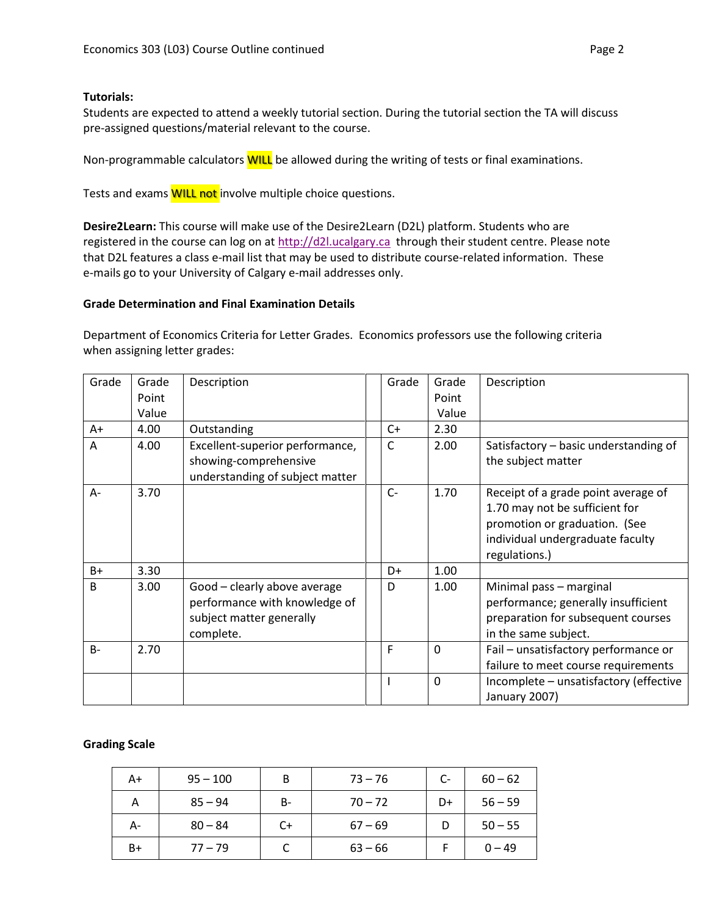**Tutorials:**
Students are expected to attend a weekly tutorial section. During the tutorial section the TA will discuss pre-assigned questions/material relevant to the course.

Non-programmable calculators **WILL** be allowed during the writing of tests or final examinations.

Tests and exams **WILL not** involve multiple choice questions.

**Desire2Learn:** This course will make use of the Desire2Learn (D2L) platform. Students who are registered in the course can log on at http://d2l.ucalgary.ca through their student centre. Please note that D2L features a class e-mail list that may be used to distribute course-related information. These e-mails go to your University of Calgary e-mail addresses only.

**Grade Determination and Final Examination Details**

Department of Economics Criteria for Letter Grades. Economics professors use the following criteria when assigning letter grades:

| Grade | Grade Point Value | Description | | Grade | Grade Point Value | Description |
|---|---|---|---|---|---|---|
| A+ | 4.00 | Outstanding | | C+ | 2.30 | |
| A | 4.00 | Excellent-superior performance, showing-comprehensive understanding of subject matter | | C | 2.00 | Satisfactory – basic understanding of the subject matter |
| A- | 3.70 | | | C- | 1.70 | Receipt of a grade point average of 1.70 may not be sufficient for promotion or graduation. (See individual undergraduate faculty regulations.) |
| B+ | 3.30 | | | D+ | 1.00 | |
| B | 3.00 | Good – clearly above average performance with knowledge of subject matter generally complete. | | D | 1.00 | Minimal pass – marginal performance; generally insufficient preparation for subsequent courses in the same subject. |
| B- | 2.70 | | | F | 0 | Fail – unsatisfactory performance or failure to meet course requirements |
| | | | | I | 0 | Incomplete – unsatisfactory (effective January 2007) |

**Grading Scale**

| | | | | | |
|---|---|---|---|---|---|
| A+ | 95 – 100 | B | 73 – 76 | C- | 60 – 62 |
| A | 85 – 94 | B- | 70 – 72 | D+ | 56 – 59 |
| A- | 80 – 84 | C+ | 67 – 69 | D | 50 – 55 |
| B+ | 77 – 79 | C | 63 – 66 | F | 0 – 49 |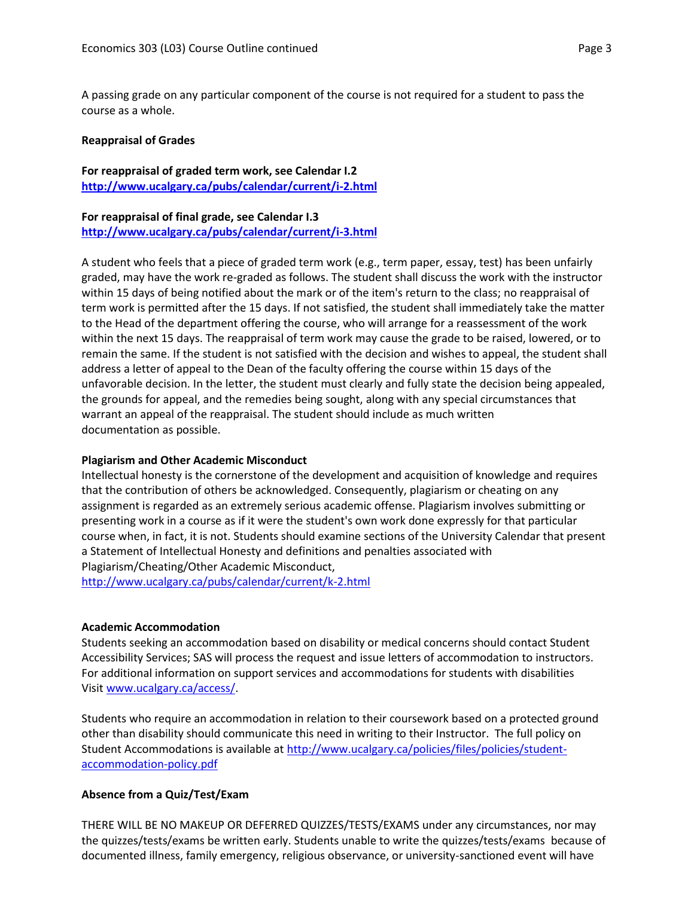A passing grade on any particular component of the course is not required for a student to pass the course as a whole.

**Reappraisal of Grades**

**For reappraisal of graded term work, see Calendar I.2**
**http://www.ucalgary.ca/pubs/calendar/current/i-2.html**

**For reappraisal of final grade, see Calendar I.3**
**http://www.ucalgary.ca/pubs/calendar/current/i-3.html**

A student who feels that a piece of graded term work (e.g., term paper, essay, test) has been unfairly graded, may have the work re-graded as follows. The student shall discuss the work with the instructor within 15 days of being notified about the mark or of the item's return to the class; no reappraisal of term work is permitted after the 15 days. If not satisfied, the student shall immediately take the matter to the Head of the department offering the course, who will arrange for a reassessment of the work within the next 15 days. The reappraisal of term work may cause the grade to be raised, lowered, or to remain the same. If the student is not satisfied with the decision and wishes to appeal, the student shall address a letter of appeal to the Dean of the faculty offering the course within 15 days of the unfavorable decision. In the letter, the student must clearly and fully state the decision being appealed, the grounds for appeal, and the remedies being sought, along with any special circumstances that warrant an appeal of the reappraisal. The student should include as much written documentation as possible.

**Plagiarism and Other Academic Misconduct**

Intellectual honesty is the cornerstone of the development and acquisition of knowledge and requires that the contribution of others be acknowledged. Consequently, plagiarism or cheating on any assignment is regarded as an extremely serious academic offense. Plagiarism involves submitting or presenting work in a course as if it were the student's own work done expressly for that particular course when, in fact, it is not. Students should examine sections of the University Calendar that present a Statement of Intellectual Honesty and definitions and penalties associated with Plagiarism/Cheating/Other Academic Misconduct,
http://www.ucalgary.ca/pubs/calendar/current/k-2.html

**Academic Accommodation**

Students seeking an accommodation based on disability or medical concerns should contact Student Accessibility Services; SAS will process the request and issue letters of accommodation to instructors. For additional information on support services and accommodations for students with disabilities Visit www.ucalgary.ca/access/.

Students who require an accommodation in relation to their coursework based on a protected ground other than disability should communicate this need in writing to their Instructor. The full policy on Student Accommodations is available at http://www.ucalgary.ca/policies/files/policies/student-accommodation-policy.pdf

**Absence from a Quiz/Test/Exam**

THERE WILL BE NO MAKEUP OR DEFERRED QUIZZES/TESTS/EXAMS under any circumstances, nor may the quizzes/tests/exams be written early. Students unable to write the quizzes/tests/exams because of documented illness, family emergency, religious observance, or university-sanctioned event will have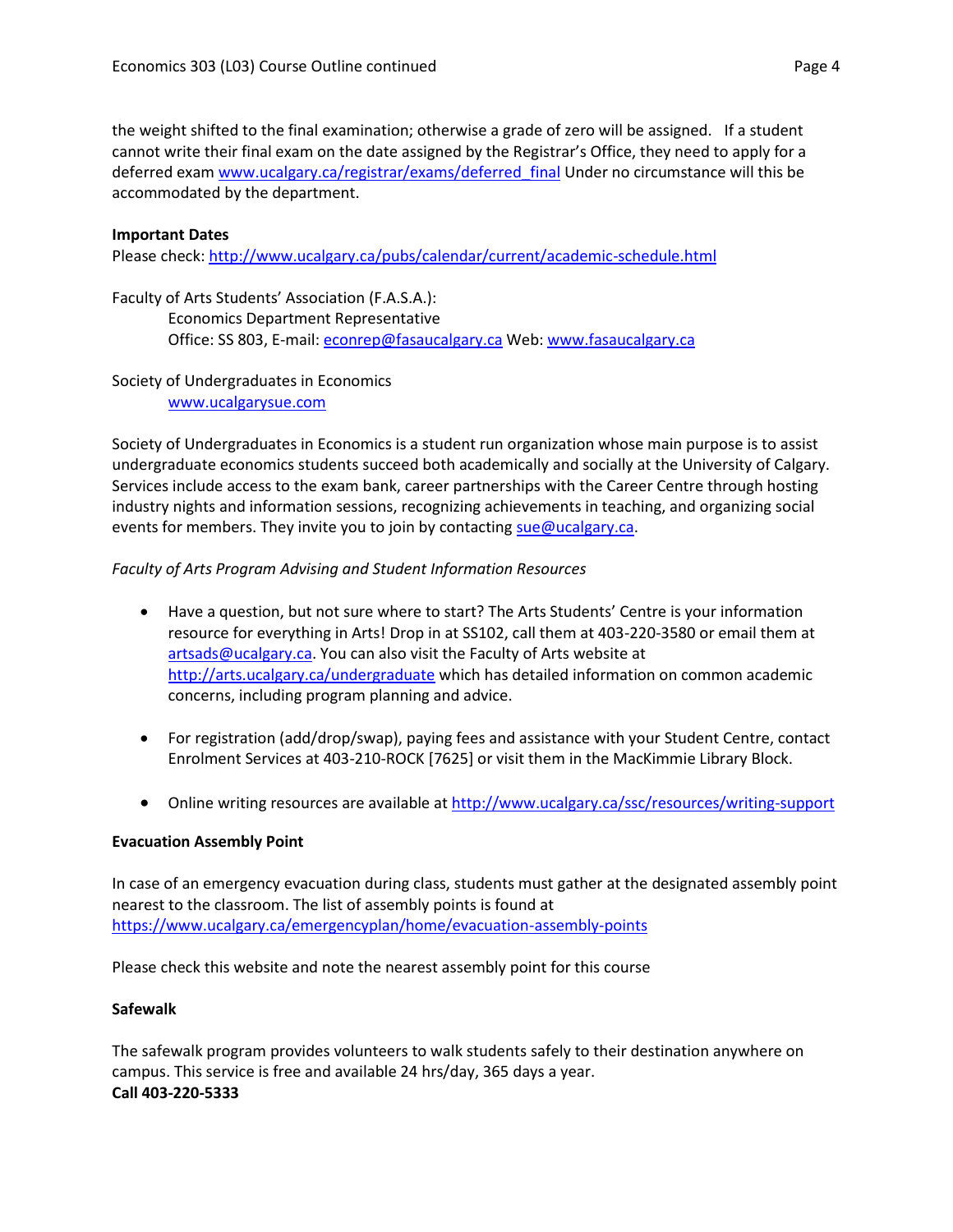the weight shifted to the final examination; otherwise a grade of zero will be assigned. If a student cannot write their final exam on the date assigned by the Registrar's Office, they need to apply for a deferred exam www.ucalgary.ca/registrar/exams/deferred_final Under no circumstance will this be accommodated by the department.

**Important Dates**

Please check: http://www.ucalgary.ca/pubs/calendar/current/academic-schedule.html

Faculty of Arts Students' Association (F.A.S.A.):

Economics Department Representative

Office: SS 803, E-mail: econrep@fasaucalgary.ca Web: www.fasaucalgary.ca

Society of Undergraduates in Economics

www.ucalgarysue.com

Society of Undergraduates in Economics is a student run organization whose main purpose is to assist undergraduate economics students succeed both academically and socially at the University of Calgary. Services include access to the exam bank, career partnerships with the Career Centre through hosting industry nights and information sessions, recognizing achievements in teaching, and organizing social events for members. They invite you to join by contacting sue@ucalgary.ca.

*Faculty of Arts Program Advising and Student Information Resources*

- Have a question, but not sure where to start? The Arts Students' Centre is your information resource for everything in Arts! Drop in at SS102, call them at 403-220-3580 or email them at artsads@ucalgary.ca. You can also visit the Faculty of Arts website at http://arts.ucalgary.ca/undergraduate which has detailed information on common academic concerns, including program planning and advice.

- For registration (add/drop/swap), paying fees and assistance with your Student Centre, contact Enrolment Services at 403-210-ROCK [7625] or visit them in the MacKimmie Library Block.

- Online writing resources are available at http://www.ucalgary.ca/ssc/resources/writing-support

**Evacuation Assembly Point**

In case of an emergency evacuation during class, students must gather at the designated assembly point nearest to the classroom. The list of assembly points is found at https://www.ucalgary.ca/emergencyplan/home/evacuation-assembly-points

Please check this website and note the nearest assembly point for this course

**Safewalk**

The safewalk program provides volunteers to walk students safely to their destination anywhere on campus. This service is free and available 24 hrs/day, 365 days a year.

**Call 403-220-5333**